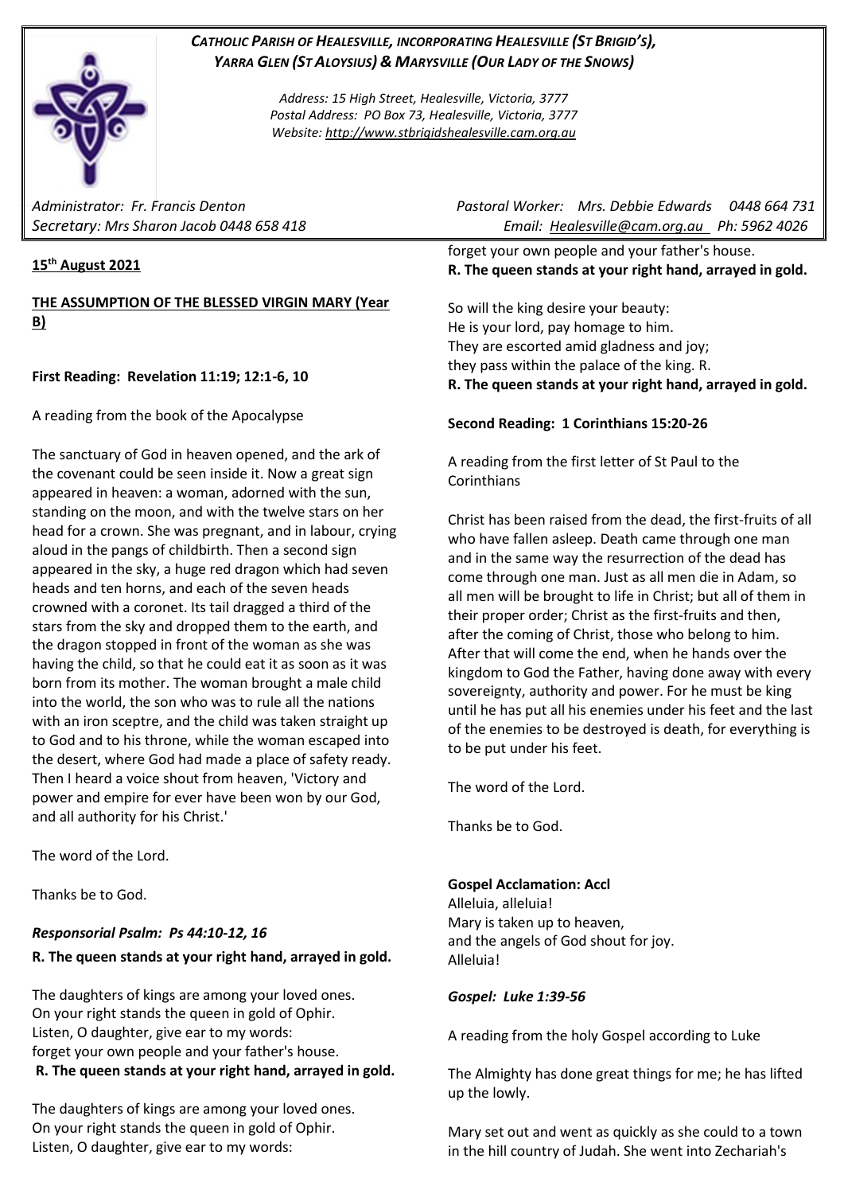***CATHOLIC PARISH OF HEALESVILLE, INCORPORATING HEALESVILLE (ST BRIGID'S), YARRA GLEN (ST ALOYSIUS) & MARYSVILLE (OUR LADY OF THE SNOWS)***

*Address: 15 High Street, Healesville, Victoria, 3777*
*Postal Address: PO Box 73, Healesville, Victoria, 3777*
*Website: http://www.stbrigidshealesville.cam.org.au*

*Administrator: Fr. Francis Denton* — *Pastoral Worker: Mrs. Debbie Edwards 0448 664 731*
*Secretary: Mrs Sharon Jacob 0448 658 418* — *Email: Healesville@cam.org.au Ph: 5962 4026*

**15th August 2021**

**THE ASSUMPTION OF THE BLESSED VIRGIN MARY (Year B)**

**First Reading: Revelation 11:19; 12:1-6, 10**

A reading from the book of the Apocalypse

The sanctuary of God in heaven opened, and the ark of the covenant could be seen inside it. Now a great sign appeared in heaven: a woman, adorned with the sun, standing on the moon, and with the twelve stars on her head for a crown. She was pregnant, and in labour, crying aloud in the pangs of childbirth. Then a second sign appeared in the sky, a huge red dragon which had seven heads and ten horns, and each of the seven heads crowned with a coronet. Its tail dragged a third of the stars from the sky and dropped them to the earth, and the dragon stopped in front of the woman as she was having the child, so that he could eat it as soon as it was born from its mother. The woman brought a male child into the world, the son who was to rule all the nations with an iron sceptre, and the child was taken straight up to God and to his throne, while the woman escaped into the desert, where God had made a place of safety ready. Then I heard a voice shout from heaven, 'Victory and power and empire for ever have been won by our God, and all authority for his Christ.'

The word of the Lord.

Thanks be to God.

***Responsorial Psalm: Ps 44:10-12, 16***

**R. The queen stands at your right hand, arrayed in gold.**

The daughters of kings are among your loved ones.
On your right stands the queen in gold of Ophir.
Listen, O daughter, give ear to my words:
forget your own people and your father's house.
**R. The queen stands at your right hand, arrayed in gold.**

The daughters of kings are among your loved ones.
On your right stands the queen in gold of Ophir.
Listen, O daughter, give ear to my words:
forget your own people and your father's house.
**R. The queen stands at your right hand, arrayed in gold.**

So will the king desire your beauty:
He is your lord, pay homage to him.
They are escorted amid gladness and joy;
they pass within the palace of the king. R.
**R. The queen stands at your right hand, arrayed in gold.**

**Second Reading: 1 Corinthians 15:20-26**

A reading from the first letter of St Paul to the Corinthians

Christ has been raised from the dead, the first-fruits of all who have fallen asleep. Death came through one man and in the same way the resurrection of the dead has come through one man. Just as all men die in Adam, so all men will be brought to life in Christ; but all of them in their proper order; Christ as the first-fruits and then, after the coming of Christ, those who belong to him. After that will come the end, when he hands over the kingdom to God the Father, having done away with every sovereignty, authority and power. For he must be king until he has put all his enemies under his feet and the last of the enemies to be destroyed is death, for everything is to be put under his feet.

The word of the Lord.

Thanks be to God.

**Gospel Acclamation: Accl**
Alleluia, alleluia!
Mary is taken up to heaven,
and the angels of God shout for joy.
Alleluia!

***Gospel: Luke 1:39-56***

A reading from the holy Gospel according to Luke

The Almighty has done great things for me; he has lifted up the lowly.

Mary set out and went as quickly as she could to a town in the hill country of Judah. She went into Zechariah's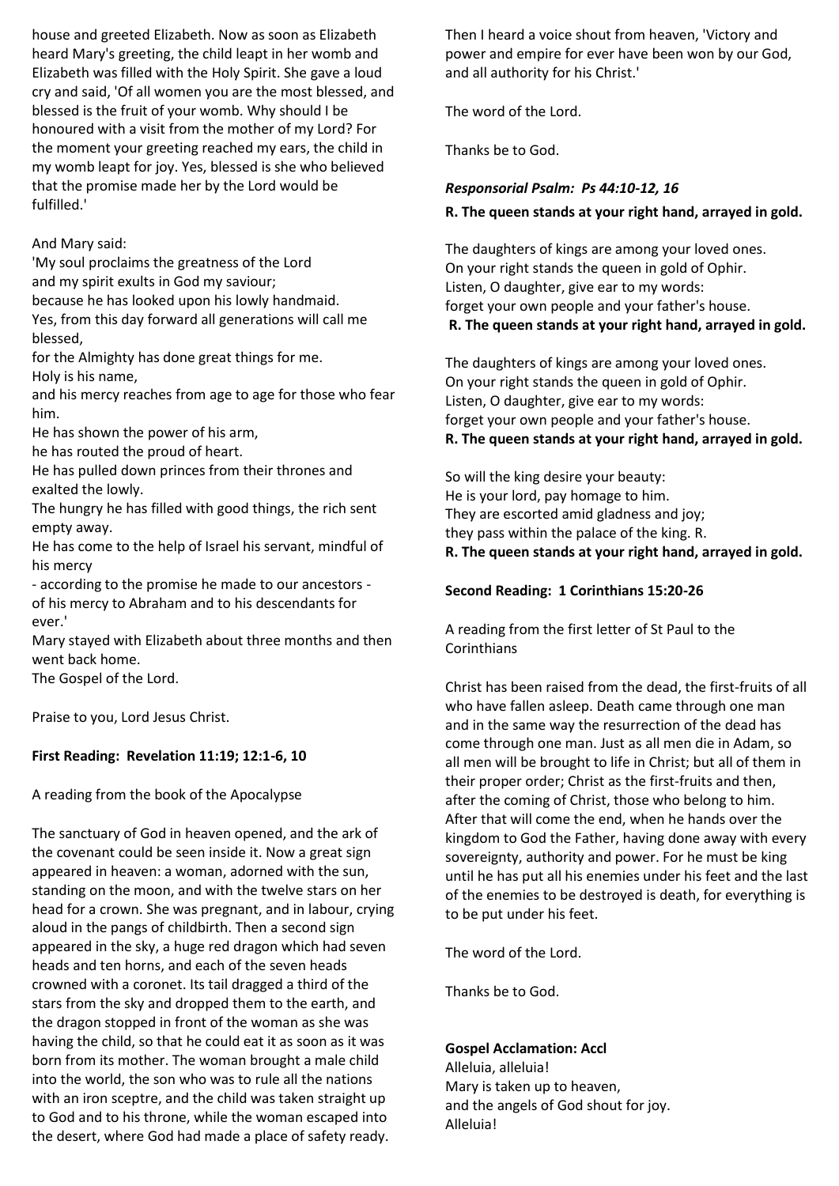house and greeted Elizabeth. Now as soon as Elizabeth heard Mary's greeting, the child leapt in her womb and Elizabeth was filled with the Holy Spirit. She gave a loud cry and said, 'Of all women you are the most blessed, and blessed is the fruit of your womb. Why should I be honoured with a visit from the mother of my Lord? For the moment your greeting reached my ears, the child in my womb leapt for joy. Yes, blessed is she who believed that the promise made her by the Lord would be fulfilled.'

And Mary said:
'My soul proclaims the greatness of the Lord
and my spirit exults in God my saviour;
because he has looked upon his lowly handmaid.
Yes, from this day forward all generations will call me blessed,
for the Almighty has done great things for me.
Holy is his name,
and his mercy reaches from age to age for those who fear him.
He has shown the power of his arm,
he has routed the proud of heart.
He has pulled down princes from their thrones and exalted the lowly.
The hungry he has filled with good things, the rich sent empty away.
He has come to the help of Israel his servant, mindful of his mercy
- according to the promise he made to our ancestors -
of his mercy to Abraham and to his descendants for ever.'
Mary stayed with Elizabeth about three months and then went back home.
The Gospel of the Lord.

Praise to you, Lord Jesus Christ.

**First Reading: Revelation 11:19; 12:1-6, 10**

A reading from the book of the Apocalypse

The sanctuary of God in heaven opened, and the ark of the covenant could be seen inside it. Now a great sign appeared in heaven: a woman, adorned with the sun, standing on the moon, and with the twelve stars on her head for a crown. She was pregnant, and in labour, crying aloud in the pangs of childbirth. Then a second sign appeared in the sky, a huge red dragon which had seven heads and ten horns, and each of the seven heads crowned with a coronet. Its tail dragged a third of the stars from the sky and dropped them to the earth, and the dragon stopped in front of the woman as she was having the child, so that he could eat it as soon as it was born from its mother. The woman brought a male child into the world, the son who was to rule all the nations with an iron sceptre, and the child was taken straight up to God and to his throne, while the woman escaped into the desert, where God had made a place of safety ready.

Then I heard a voice shout from heaven, 'Victory and power and empire for ever have been won by our God, and all authority for his Christ.'

The word of the Lord.

Thanks be to God.

***Responsorial Psalm: Ps 44:10-12, 16***

**R. The queen stands at your right hand, arrayed in gold.**

The daughters of kings are among your loved ones.
On your right stands the queen in gold of Ophir.
Listen, O daughter, give ear to my words:
forget your own people and your father's house.
**R. The queen stands at your right hand, arrayed in gold.**

The daughters of kings are among your loved ones.
On your right stands the queen in gold of Ophir.
Listen, O daughter, give ear to my words:
forget your own people and your father's house.
**R. The queen stands at your right hand, arrayed in gold.**

So will the king desire your beauty:
He is your lord, pay homage to him.
They are escorted amid gladness and joy;
they pass within the palace of the king. R.
**R. The queen stands at your right hand, arrayed in gold.**

**Second Reading: 1 Corinthians 15:20-26**

A reading from the first letter of St Paul to the Corinthians

Christ has been raised from the dead, the first-fruits of all who have fallen asleep. Death came through one man and in the same way the resurrection of the dead has come through one man. Just as all men die in Adam, so all men will be brought to life in Christ; but all of them in their proper order; Christ as the first-fruits and then, after the coming of Christ, those who belong to him. After that will come the end, when he hands over the kingdom to God the Father, having done away with every sovereignty, authority and power. For he must be king until he has put all his enemies under his feet and the last of the enemies to be destroyed is death, for everything is to be put under his feet.

The word of the Lord.

Thanks be to God.

**Gospel Acclamation: Accl**
Alleluia, alleluia!
Mary is taken up to heaven,
and the angels of God shout for joy.
Alleluia!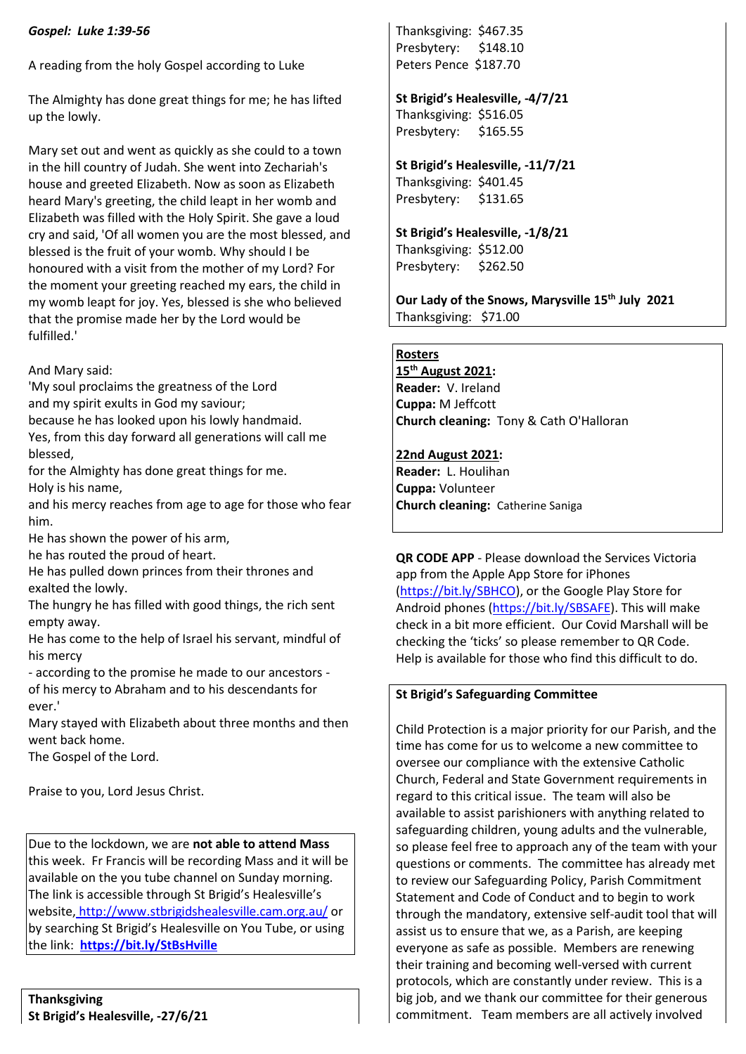***Gospel: Luke 1:39-56***

A reading from the holy Gospel according to Luke

The Almighty has done great things for me; he has lifted up the lowly.

Mary set out and went as quickly as she could to a town in the hill country of Judah. She went into Zechariah's house and greeted Elizabeth. Now as soon as Elizabeth heard Mary's greeting, the child leapt in her womb and Elizabeth was filled with the Holy Spirit. She gave a loud cry and said, 'Of all women you are the most blessed, and blessed is the fruit of your womb. Why should I be honoured with a visit from the mother of my Lord? For the moment your greeting reached my ears, the child in my womb leapt for joy. Yes, blessed is she who believed that the promise made her by the Lord would be fulfilled.'

And Mary said:
'My soul proclaims the greatness of the Lord
and my spirit exults in God my saviour;
because he has looked upon his lowly handmaid.
Yes, from this day forward all generations will call me blessed,
for the Almighty has done great things for me.
Holy is his name,
and his mercy reaches from age to age for those who fear him.
He has shown the power of his arm,
he has routed the proud of heart.
He has pulled down princes from their thrones and exalted the lowly.
The hungry he has filled with good things, the rich sent empty away.
He has come to the help of Israel his servant, mindful of his mercy
- according to the promise he made to our ancestors -
of his mercy to Abraham and to his descendants for ever.'
Mary stayed with Elizabeth about three months and then went back home.
The Gospel of the Lord.

Praise to you, Lord Jesus Christ.

Due to the lockdown, we are **not able to attend Mass** this week. Fr Francis will be recording Mass and it will be available on the you tube channel on Sunday morning. The link is accessible through St Brigid's Healesville's website, http://www.stbrigidshealesville.cam.org.au/ or by searching St Brigid's Healesville on You Tube, or using the link: **https://bit.ly/StBsHville**

**Thanksgiving**
**St Brigid's Healesville, -27/6/21**
Thanksgiving: $467.35
Presbytery: $148.10
Peters Pence $187.70

**St Brigid's Healesville, -4/7/21**
Thanksgiving: $516.05
Presbytery: $165.55

**St Brigid's Healesville, -11/7/21**
Thanksgiving: $401.45
Presbytery: $131.65

**St Brigid's Healesville, -1/8/21**
Thanksgiving: $512.00
Presbytery: $262.50

**Our Lady of the Snows, Marysville 15th July 2021**
Thanksgiving: $71.00

**Rosters**

**15th August 2021:**
**Reader:** V. Ireland
**Cuppa:** M Jeffcott
**Church cleaning:** Tony & Cath O'Halloran

**22nd August 2021:**
**Reader:** L. Houlihan
**Cuppa:** Volunteer
**Church cleaning:** Catherine Saniga

**QR CODE APP** - Please download the Services Victoria app from the Apple App Store for iPhones (https://bit.ly/SBHCO), or the Google Play Store for Android phones (https://bit.ly/SBSAFE). This will make check in a bit more efficient. Our Covid Marshall will be checking the 'ticks' so please remember to QR Code. Help is available for those who find this difficult to do.

**St Brigid's Safeguarding Committee**

Child Protection is a major priority for our Parish, and the time has come for us to welcome a new committee to oversee our compliance with the extensive Catholic Church, Federal and State Government requirements in regard to this critical issue. The team will also be available to assist parishioners with anything related to safeguarding children, young adults and the vulnerable, so please feel free to approach any of the team with your questions or comments. The committee has already met to review our Safeguarding Policy, Parish Commitment Statement and Code of Conduct and to begin to work through the mandatory, extensive self-audit tool that will assist us to ensure that we, as a Parish, are keeping everyone as safe as possible. Members are renewing their training and becoming well-versed with current protocols, which are constantly under review. This is a big job, and we thank our committee for their generous commitment. Team members are all actively involved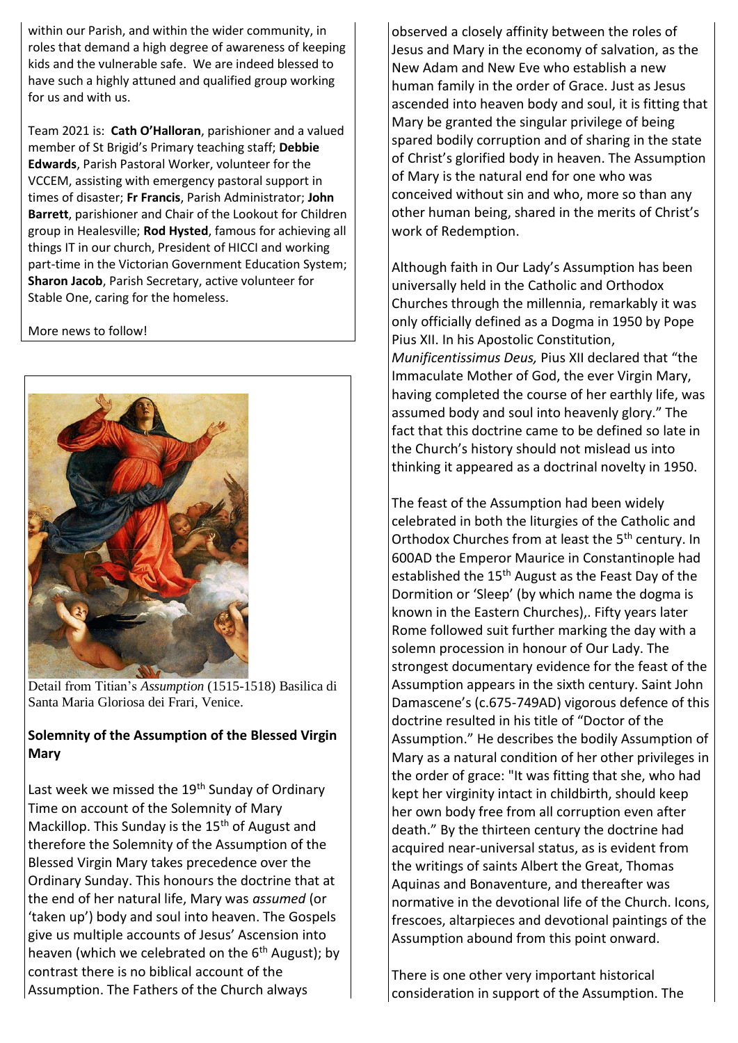within our Parish, and within the wider community, in roles that demand a high degree of awareness of keeping kids and the vulnerable safe. We are indeed blessed to have such a highly attuned and qualified group working for us and with us.

Team 2021 is: **Cath O'Halloran**, parishioner and a valued member of St Brigid's Primary teaching staff; **Debbie Edwards**, Parish Pastoral Worker, volunteer for the VCCEM, assisting with emergency pastoral support in times of disaster; **Fr Francis**, Parish Administrator; **John Barrett**, parishioner and Chair of the Lookout for Children group in Healesville; **Rod Hysted**, famous for achieving all things IT in our church, President of HICCI and working part-time in the Victorian Government Education System; **Sharon Jacob**, Parish Secretary, active volunteer for Stable One, caring for the homeless.

More news to follow!

Detail from Titian's *Assumption* (1515-1518) Basilica di Santa Maria Gloriosa dei Frari, Venice.

## Solemnity of the Assumption of the Blessed Virgin Mary

Last week we missed the 19th Sunday of Ordinary Time on account of the Solemnity of Mary Mackillop. This Sunday is the 15th of August and therefore the Solemnity of the Assumption of the Blessed Virgin Mary takes precedence over the Ordinary Sunday. This honours the doctrine that at the end of her natural life, Mary was *assumed* (or 'taken up') body and soul into heaven. The Gospels give us multiple accounts of Jesus' Ascension into heaven (which we celebrated on the 6th August); by contrast there is no biblical account of the Assumption. The Fathers of the Church always observed a closely affinity between the roles of Jesus and Mary in the economy of salvation, as the New Adam and New Eve who establish a new human family in the order of Grace. Just as Jesus ascended into heaven body and soul, it is fitting that Mary be granted the singular privilege of being spared bodily corruption and of sharing in the state of Christ's glorified body in heaven. The Assumption of Mary is the natural end for one who was conceived without sin and who, more so than any other human being, shared in the merits of Christ's work of Redemption.

Although faith in Our Lady's Assumption has been universally held in the Catholic and Orthodox Churches through the millennia, remarkably it was only officially defined as a Dogma in 1950 by Pope Pius XII. In his Apostolic Constitution, *Munificentissimus Deus,* Pius XII declared that "the Immaculate Mother of God, the ever Virgin Mary, having completed the course of her earthly life, was assumed body and soul into heavenly glory." The fact that this doctrine came to be defined so late in the Church's history should not mislead us into thinking it appeared as a doctrinal novelty in 1950.

The feast of the Assumption had been widely celebrated in both the liturgies of the Catholic and Orthodox Churches from at least the 5th century. In 600AD the Emperor Maurice in Constantinople had established the 15th August as the Feast Day of the Dormition or 'Sleep' (by which name the dogma is known in the Eastern Churches),. Fifty years later Rome followed suit further marking the day with a solemn procession in honour of Our Lady. The strongest documentary evidence for the feast of the Assumption appears in the sixth century. Saint John Damascene's (c.675-749AD) vigorous defence of this doctrine resulted in his title of "Doctor of the Assumption." He describes the bodily Assumption of Mary as a natural condition of her other privileges in the order of grace: "It was fitting that she, who had kept her virginity intact in childbirth, should keep her own body free from all corruption even after death." By the thirteen century the doctrine had acquired near-universal status, as is evident from the writings of saints Albert the Great, Thomas Aquinas and Bonaventure, and thereafter was normative in the devotional life of the Church. Icons, frescoes, altarpieces and devotional paintings of the Assumption abound from this point onward.

There is one other very important historical consideration in support of the Assumption. The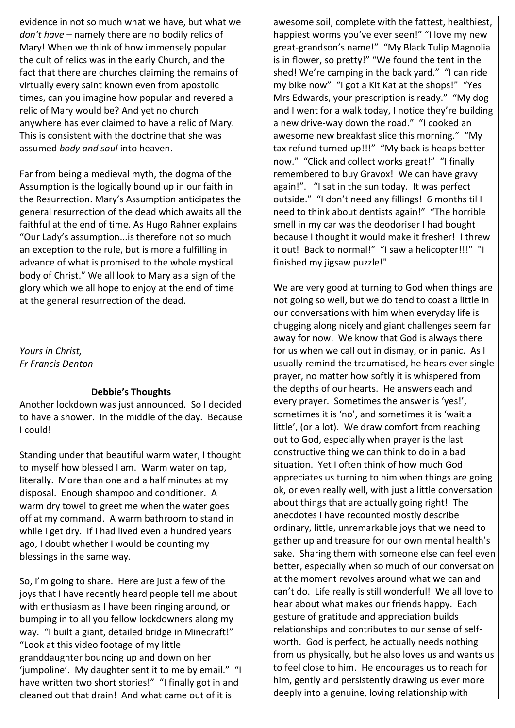evidence in not so much what we have, but what we *don't have* – namely there are no bodily relics of Mary! When we think of how immensely popular the cult of relics was in the early Church, and the fact that there are churches claiming the remains of virtually every saint known even from apostolic times, can you imagine how popular and revered a relic of Mary would be? And yet no church anywhere has ever claimed to have a relic of Mary. This is consistent with the doctrine that she was assumed *body and soul* into heaven.

Far from being a medieval myth, the dogma of the Assumption is the logically bound up in our faith in the Resurrection. Mary's Assumption anticipates the general resurrection of the dead which awaits all the faithful at the end of time. As Hugo Rahner explains "Our Lady's assumption...is therefore not so much an exception to the rule, but is more a fulfilling in advance of what is promised to the whole mystical body of Christ." We all look to Mary as a sign of the glory which we all hope to enjoy at the end of time at the general resurrection of the dead.

*Yours in Christ,*
*Fr Francis Denton*

## Debbie's Thoughts

Another lockdown was just announced. So I decided to have a shower. In the middle of the day. Because I could!

Standing under that beautiful warm water, I thought to myself how blessed I am. Warm water on tap, literally. More than one and a half minutes at my disposal. Enough shampoo and conditioner. A warm dry towel to greet me when the water goes off at my command. A warm bathroom to stand in while I get dry. If I had lived even a hundred years ago, I doubt whether I would be counting my blessings in the same way.

So, I'm going to share. Here are just a few of the joys that I have recently heard people tell me about with enthusiasm as I have been ringing around, or bumping in to all you fellow lockdowners along my way. "I built a giant, detailed bridge in Minecraft!" "Look at this video footage of my little granddaughter bouncing up and down on her 'jumpoline'. My daughter sent it to me by email." "I have written two short stories!" "I finally got in and cleaned out that drain! And what came out of it is awesome soil, complete with the fattest, healthiest, happiest worms you've ever seen!" "I love my new great-grandson's name!" "My Black Tulip Magnolia is in flower, so pretty!" "We found the tent in the shed! We're camping in the back yard." "I can ride my bike now" "I got a Kit Kat at the shops!" "Yes Mrs Edwards, your prescription is ready." "My dog and I went for a walk today, I notice they're building a new drive-way down the road." "I cooked an awesome new breakfast slice this morning." "My tax refund turned up!!!" "My back is heaps better now." "Click and collect works great!" "I finally remembered to buy Gravox! We can have gravy again!". "I sat in the sun today. It was perfect outside." "I don't need any fillings! 6 months til I need to think about dentists again!" "The horrible smell in my car was the deodoriser I had bought because I thought it would make it fresher! I threw it out! Back to normal!" "I saw a helicopter!!!" "I finished my jigsaw puzzle!"

We are very good at turning to God when things are not going so well, but we do tend to coast a little in our conversations with him when everyday life is chugging along nicely and giant challenges seem far away for now. We know that God is always there for us when we call out in dismay, or in panic. As I usually remind the traumatised, he hears ever single prayer, no matter how softly it is whispered from the depths of our hearts. He answers each and every prayer. Sometimes the answer is 'yes!', sometimes it is 'no', and sometimes it is 'wait a little', (or a lot). We draw comfort from reaching out to God, especially when prayer is the last constructive thing we can think to do in a bad situation. Yet I often think of how much God appreciates us turning to him when things are going ok, or even really well, with just a little conversation about things that are actually going right! The anecdotes I have recounted mostly describe ordinary, little, unremarkable joys that we need to gather up and treasure for our own mental health's sake. Sharing them with someone else can feel even better, especially when so much of our conversation at the moment revolves around what we can and can't do. Life really is still wonderful! We all love to hear about what makes our friends happy. Each gesture of gratitude and appreciation builds relationships and contributes to our sense of self-worth. God is perfect, he actually needs nothing from us physically, but he also loves us and wants us to feel close to him. He encourages us to reach for him, gently and persistently drawing us ever more deeply into a genuine, loving relationship with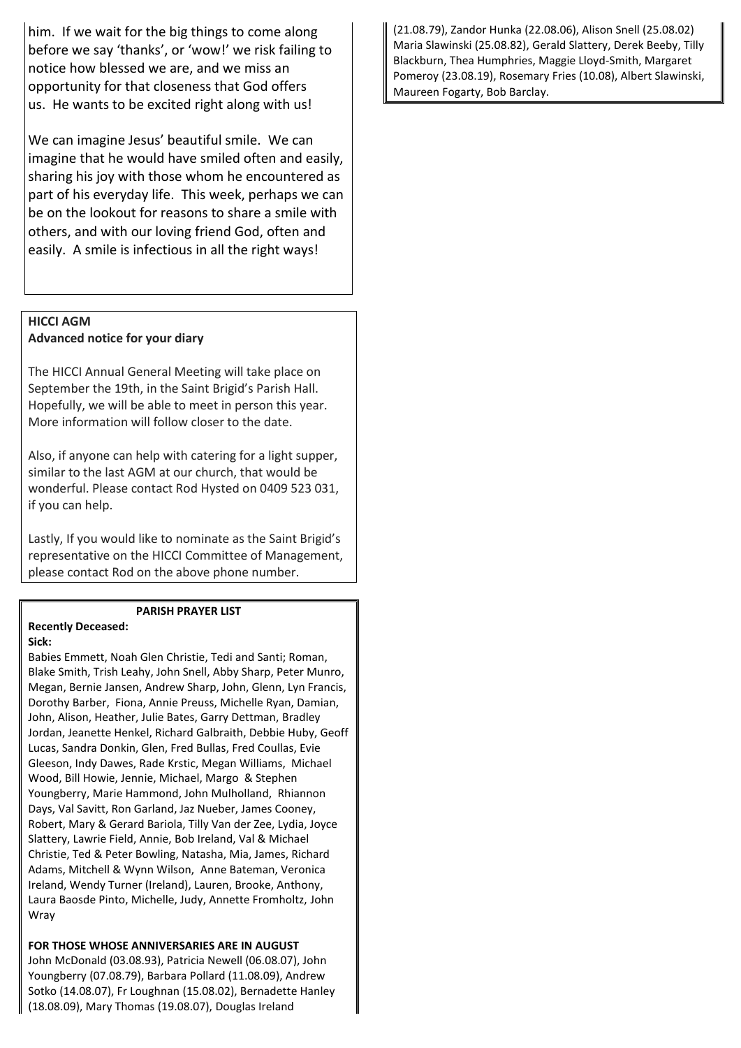him. If we wait for the big things to come along before we say 'thanks', or 'wow!' we risk failing to notice how blessed we are, and we miss an opportunity for that closeness that God offers us. He wants to be excited right along with us!

We can imagine Jesus' beautiful smile. We can imagine that he would have smiled often and easily, sharing his joy with those whom he encountered as part of his everyday life. This week, perhaps we can be on the lookout for reasons to share a smile with others, and with our loving friend God, often and easily. A smile is infectious in all the right ways!

**HICCI AGM**
**Advanced notice for your diary**

The HICCI Annual General Meeting will take place on September the 19th, in the Saint Brigid's Parish Hall. Hopefully, we will be able to meet in person this year. More information will follow closer to the date.

Also, if anyone can help with catering for a light supper, similar to the last AGM at our church, that would be wonderful. Please contact Rod Hysted on 0409 523 031, if you can help.

Lastly, If you would like to nominate as the Saint Brigid's representative on the HICCI Committee of Management, please contact Rod on the above phone number.

**PARISH PRAYER LIST**

**Recently Deceased:**

**Sick:**

Babies Emmett, Noah Glen Christie, Tedi and Santi; Roman, Blake Smith, Trish Leahy, John Snell, Abby Sharp, Peter Munro, Megan, Bernie Jansen, Andrew Sharp, John, Glenn, Lyn Francis, Dorothy Barber, Fiona, Annie Preuss, Michelle Ryan, Damian, John, Alison, Heather, Julie Bates, Garry Dettman, Bradley Jordan, Jeanette Henkel, Richard Galbraith, Debbie Huby, Geoff Lucas, Sandra Donkin, Glen, Fred Bullas, Fred Coullas, Evie Gleeson, Indy Dawes, Rade Krstic, Megan Williams, Michael Wood, Bill Howie, Jennie, Michael, Margo & Stephen Youngberry, Marie Hammond, John Mulholland, Rhiannon Days, Val Savitt, Ron Garland, Jaz Nueber, James Cooney, Robert, Mary & Gerard Bariola, Tilly Van der Zee, Lydia, Joyce Slattery, Lawrie Field, Annie, Bob Ireland, Val & Michael Christie, Ted & Peter Bowling, Natasha, Mia, James, Richard Adams, Mitchell & Wynn Wilson, Anne Bateman, Veronica Ireland, Wendy Turner (Ireland), Lauren, Brooke, Anthony, Laura Baosde Pinto, Michelle, Judy, Annette Fromholtz, John Wray

**FOR THOSE WHOSE ANNIVERSARIES ARE IN AUGUST**

John McDonald (03.08.93), Patricia Newell (06.08.07), John Youngberry (07.08.79), Barbara Pollard (11.08.09), Andrew Sotko (14.08.07), Fr Loughnan (15.08.02), Bernadette Hanley (18.08.09), Mary Thomas (19.08.07), Douglas Ireland (21.08.79), Zandor Hunka (22.08.06), Alison Snell (25.08.02) Maria Slawinski (25.08.82), Gerald Slattery, Derek Beeby, Tilly Blackburn, Thea Humphries, Maggie Lloyd-Smith, Margaret Pomeroy (23.08.19), Rosemary Fries (10.08), Albert Slawinski, Maureen Fogarty, Bob Barclay.